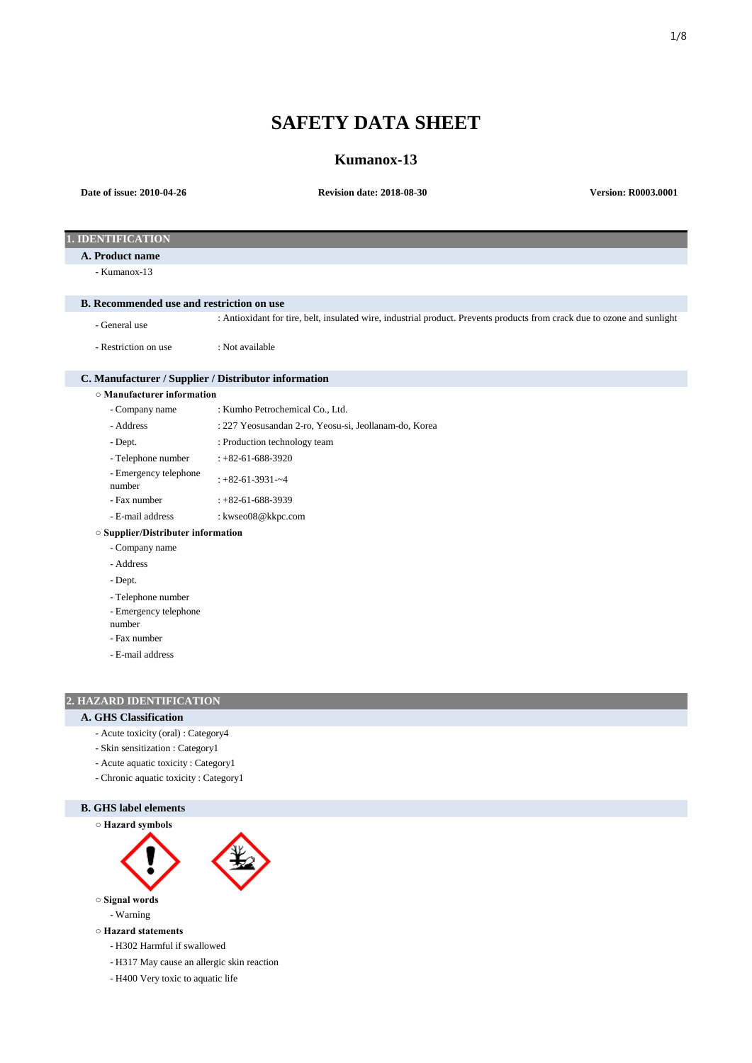# SAFETY DATA SHEET

## Kumanox-13

**Date of issue: 2010-04-26** **Revision date: 2018-08-30** **Version: R0003.0001**

## 1. IDENTIFICATION

### A. Product name

- Kumanox-13

### B. Recommended use and restriction on use

| | |
|---|---|
| - General use | : Antioxidant for tire, belt, insulated wire, industrial product. Prevents products from crack due to ozone and sunlight |
| - Restriction on use | : Not available |

### C. Manufacturer / Supplier / Distributor information

**○ Manufacturer information**

| | |
|---|---|
| - Company name | : Kumho Petrochemical Co., Ltd. |
| - Address | : 227 Yeosusandan 2-ro, Yeosu-si, Jeollanam-do, Korea |
| - Dept. | : Production technology team |
| - Telephone number | : +82-61-688-3920 |
| - Emergency telephone number | : +82-61-3931-~4 |
| - Fax number | : +82-61-688-3939 |
| - E-mail address | : kwseo08@kkpc.com |

**○ Supplier/Distributer information**

- Company name
- Address
- Dept.
- Telephone number
- Emergency telephone number
- Fax number
- E-mail address

## 2. HAZARD IDENTIFICATION

### A. GHS Classification

- Acute toxicity (oral) : Category4
- Skin sensitization : Category1
- Acute aquatic toxicity : Category1
- Chronic aquatic toxicity : Category1

### B. GHS label elements

**○ Hazard symbols**

**○ Signal words**

- Warning

**○ Hazard statements**

- H302 Harmful if swallowed
- H317 May cause an allergic skin reaction
- H400 Very toxic to aquatic life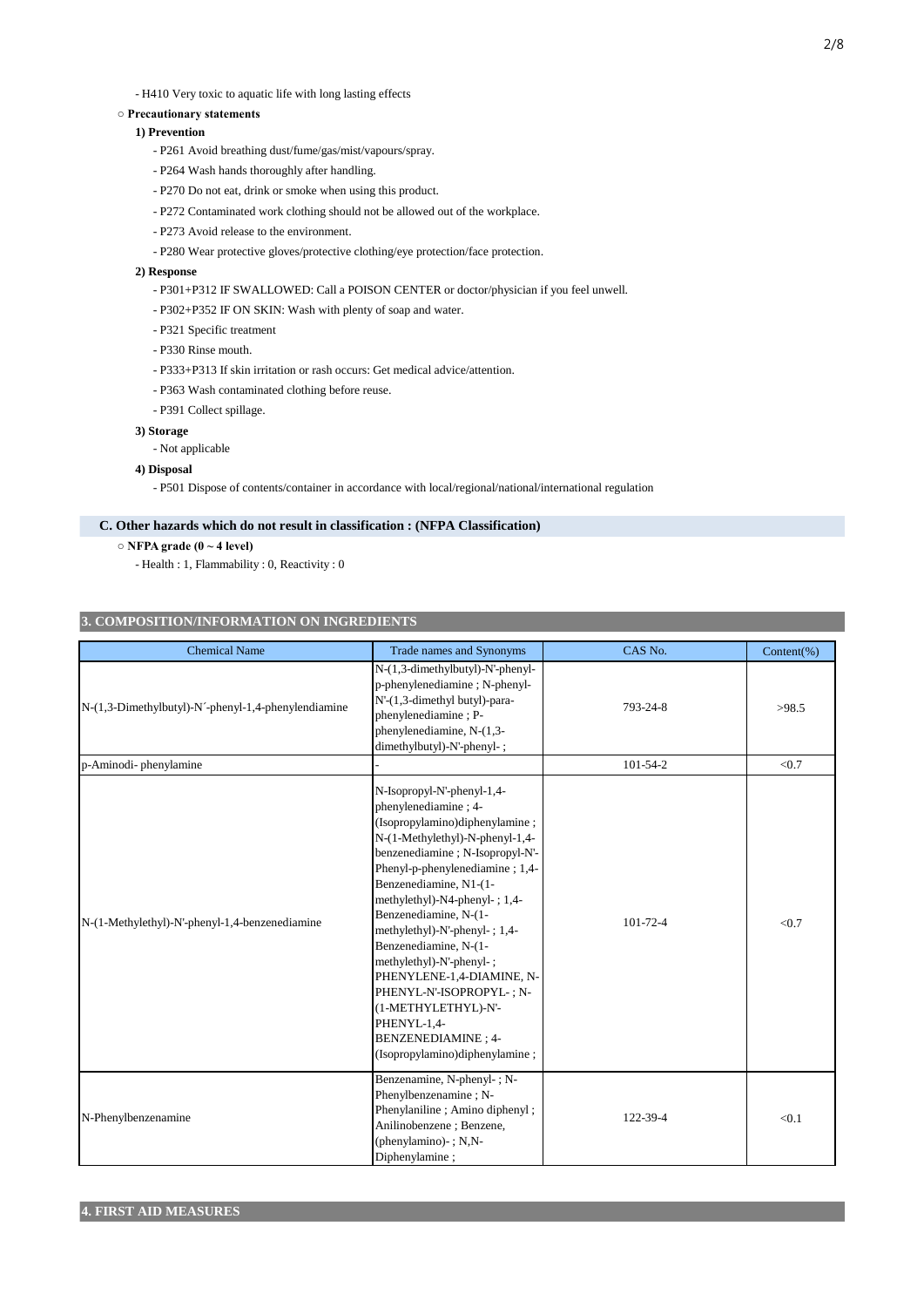- H410 Very toxic to aquatic life with long lasting effects

○ **Precautionary statements**

**1) Prevention**

- P261 Avoid breathing dust/fume/gas/mist/vapours/spray.
- P264 Wash hands thoroughly after handling.
- P270 Do not eat, drink or smoke when using this product.
- P272 Contaminated work clothing should not be allowed out of the workplace.
- P273 Avoid release to the environment.
- P280 Wear protective gloves/protective clothing/eye protection/face protection.

**2) Response**

- P301+P312 IF SWALLOWED: Call a POISON CENTER or doctor/physician if you feel unwell.
- P302+P352 IF ON SKIN: Wash with plenty of soap and water.
- P321 Specific treatment
- P330 Rinse mouth.
- P333+P313 If skin irritation or rash occurs: Get medical advice/attention.
- P363 Wash contaminated clothing before reuse.
- P391 Collect spillage.

**3) Storage**

- Not applicable

**4) Disposal**

- P501 Dispose of contents/container in accordance with local/regional/national/international regulation

## C. Other hazards which do not result in classification : (NFPA Classification)

○ **NFPA grade (0 ~ 4 level)**

- Health : 1, Flammability : 0, Reactivity : 0

## 3. COMPOSITION/INFORMATION ON INGREDIENTS

| Chemical Name | Trade names and Synonyms | CAS No. | Content(%) |
|---|---|---|---|
| N-(1,3-Dimethylbutyl)-N´-phenyl-1,4-phenylendiamine | N-(1,3-dimethylbutyl)-N'-phenyl-p-phenylenediamine ; N-phenyl-N'-(1,3-dimethyl butyl)-para-phenylenediamine ; P-phenylenediamine, N-(1,3-dimethylbutyl)-N'-phenyl- ; | 793-24-8 | >98.5 |
| p-Aminodi- phenylamine | - | 101-54-2 | <0.7 |
| N-(1-Methylethyl)-N'-phenyl-1,4-benzenediamine | N-Isopropyl-N'-phenyl-1,4-phenylenediamine ; 4-(Isopropylamino)diphenylamine ; N-(1-Methylethyl)-N-phenyl-1,4-benzenediamine ; N-Isopropyl-N'-Phenyl-p-phenylenediamine ; 1,4-Benzenediamine, N1-(1-methylethyl)-N4-phenyl- ; 1,4-Benzenediamine, N-(1-methylethyl)-N'-phenyl- ; 1,4-Benzenediamine, N-(1-methylethyl)-N'-phenyl- ; PHENYLENE-1,4-DIAMINE, N-PHENYL-N'-ISOPROPYL- ; N-(1-METHYLETHYL)-N'-PHENYL-1,4-BENZENEDIAMINE ; 4-(Isopropylamino)diphenylamine ; | 101-72-4 | <0.7 |
| N-Phenylbenzenamine | Benzenamine, N-phenyl- ; N-Phenylbenzenamine ; N-Phenylaniline ; Amino diphenyl ; Anilinobenzene ; Benzene, (phenylamino)- ; N,N-Diphenylamine ; | 122-39-4 | <0.1 |

## 4. FIRST AID MEASURES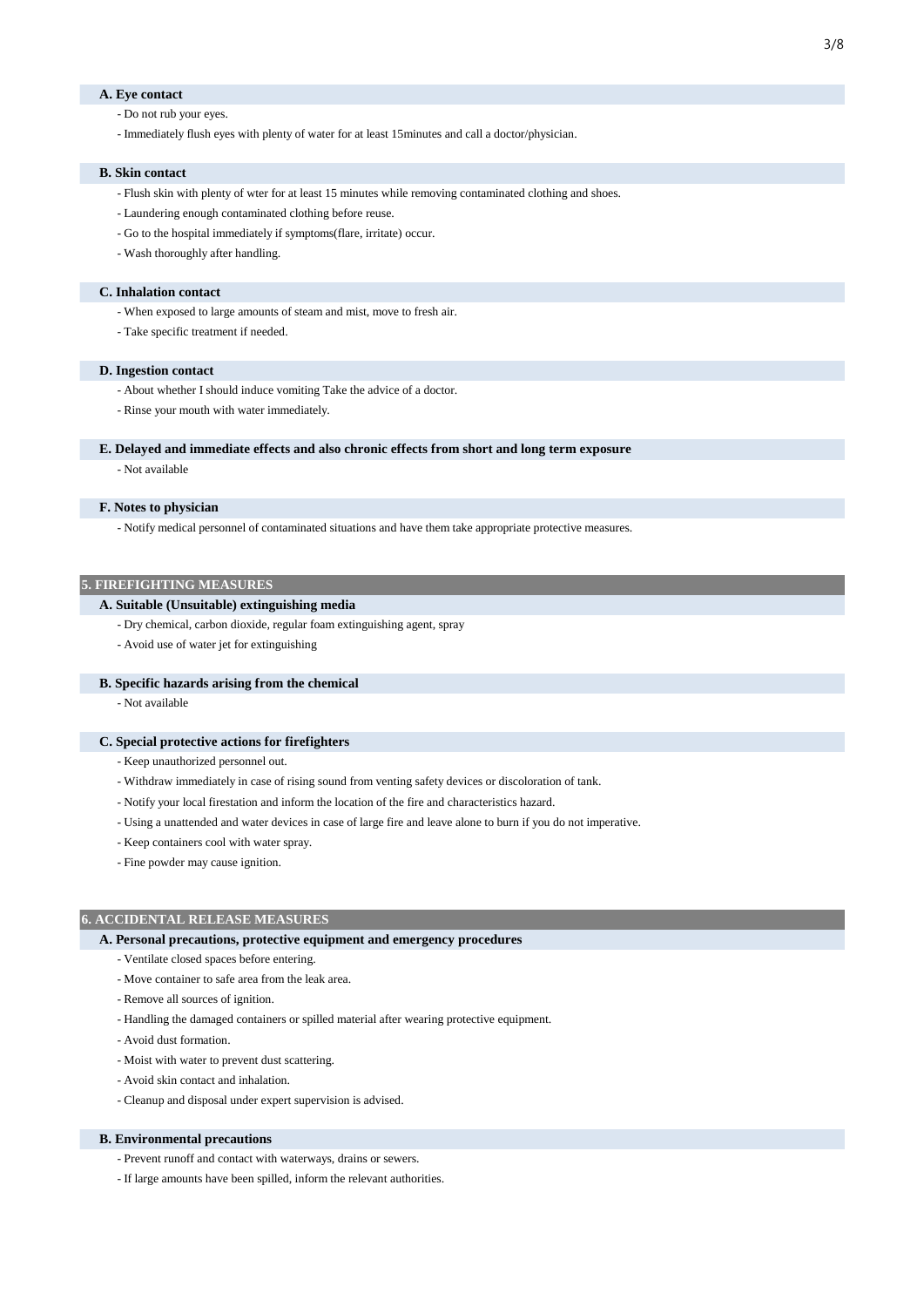### A. Eye contact

- Do not rub your eyes.
- Immediately flush eyes with plenty of water for at least 15minutes and call a doctor/physician.

### B. Skin contact

- Flush skin with plenty of wter for at least 15 minutes while removing contaminated clothing and shoes.
- Laundering enough contaminated clothing before reuse.
- Go to the hospital immediately if symptoms(flare, irritate) occur.
- Wash thoroughly after handling.

### C. Inhalation contact

- When exposed to large amounts of steam and mist, move to fresh air.
- Take specific treatment if needed.

### D. Ingestion contact

- About whether I should induce vomiting Take the advice of a doctor.
- Rinse your mouth with water immediately.

### E. Delayed and immediate effects and also chronic effects from short and long term exposure

- Not available

### F. Notes to physician

- Notify medical personnel of contaminated situations and have them take appropriate protective measures.

## 5. FIREFIGHTING MEASURES

### A. Suitable (Unsuitable) extinguishing media

- Dry chemical, carbon dioxide, regular foam extinguishing agent, spray
- Avoid use of water jet for extinguishing

### B. Specific hazards arising from the chemical

- Not available

### C. Special protective actions for firefighters

- Keep unauthorized personnel out.
- Withdraw immediately in case of rising sound from venting safety devices or discoloration of tank.
- Notify your local firestation and inform the location of the fire and characteristics hazard.
- Using a unattended and water devices in case of large fire and leave alone to burn if you do not imperative.
- Keep containers cool with water spray.
- Fine powder may cause ignition.

## 6. ACCIDENTAL RELEASE MEASURES

### A. Personal precautions, protective equipment and emergency procedures

- Ventilate closed spaces before entering.
- Move container to safe area from the leak area.
- Remove all sources of ignition.
- Handling the damaged containers or spilled material after wearing protective equipment.
- Avoid dust formation.
- Moist with water to prevent dust scattering.
- Avoid skin contact and inhalation.
- Cleanup and disposal under expert supervision is advised.

### B. Environmental precautions

- Prevent runoff and contact with waterways, drains or sewers.
- If large amounts have been spilled, inform the relevant authorities.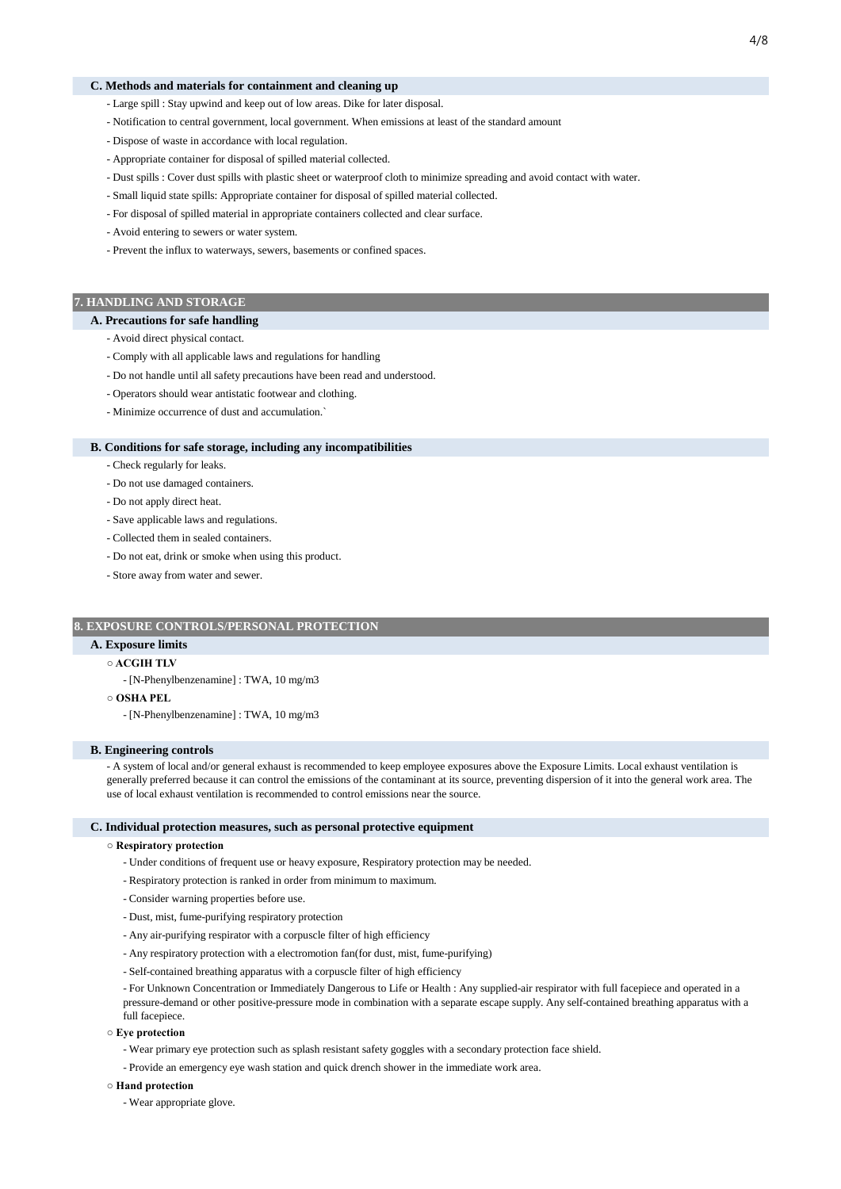### C. Methods and materials for containment and cleaning up

- Large spill : Stay upwind and keep out of low areas. Dike for later disposal.
- Notification to central government, local government. When emissions at least of the standard amount
- Dispose of waste in accordance with local regulation.
- Appropriate container for disposal of spilled material collected.
- Dust spills : Cover dust spills with plastic sheet or waterproof cloth to minimize spreading and avoid contact with water.
- Small liquid state spills: Appropriate container for disposal of spilled material collected.
- For disposal of spilled material in appropriate containers collected and clear surface.
- Avoid entering to sewers or water system.
- Prevent the influx to waterways, sewers, basements or confined spaces.

## 7. HANDLING AND STORAGE

### A. Precautions for safe handling

- Avoid direct physical contact.
- Comply with all applicable laws and regulations for handling
- Do not handle until all safety precautions have been read and understood.
- Operators should wear antistatic footwear and clothing.
- Minimize occurrence of dust and accumulation.`

### B. Conditions for safe storage, including any incompatibilities

- Check regularly for leaks.
- Do not use damaged containers.
- Do not apply direct heat.
- Save applicable laws and regulations.
- Collected them in sealed containers.
- Do not eat, drink or smoke when using this product.
- Store away from water and sewer.

## 8. EXPOSURE CONTROLS/PERSONAL PROTECTION

### A. Exposure limits

○ **ACGIH TLV**

- [N-Phenylbenzenamine] : TWA, 10 mg/m3

○ **OSHA PEL**

- [N-Phenylbenzenamine] : TWA, 10 mg/m3

### B. Engineering controls

- A system of local and/or general exhaust is recommended to keep employee exposures above the Exposure Limits. Local exhaust ventilation is generally preferred because it can control the emissions of the contaminant at its source, preventing dispersion of it into the general work area. The use of local exhaust ventilation is recommended to control emissions near the source.

### C. Individual protection measures, such as personal protective equipment

○ **Respiratory protection**

- Under conditions of frequent use or heavy exposure, Respiratory protection may be needed.
- Respiratory protection is ranked in order from minimum to maximum.
- Consider warning properties before use.
- Dust, mist, fume-purifying respiratory protection
- Any air-purifying respirator with a corpuscle filter of high efficiency
- Any respiratory protection with a electromotion fan(for dust, mist, fume-purifying)
- Self-contained breathing apparatus with a corpuscle filter of high efficiency
- For Unknown Concentration or Immediately Dangerous to Life or Health : Any supplied-air respirator with full facepiece and operated in a pressure-demand or other positive-pressure mode in combination with a separate escape supply. Any self-contained breathing apparatus with a full facepiece.

○ **Eye protection**

- Wear primary eye protection such as splash resistant safety goggles with a secondary protection face shield.
- Provide an emergency eye wash station and quick drench shower in the immediate work area.

○ **Hand protection**

- Wear appropriate glove.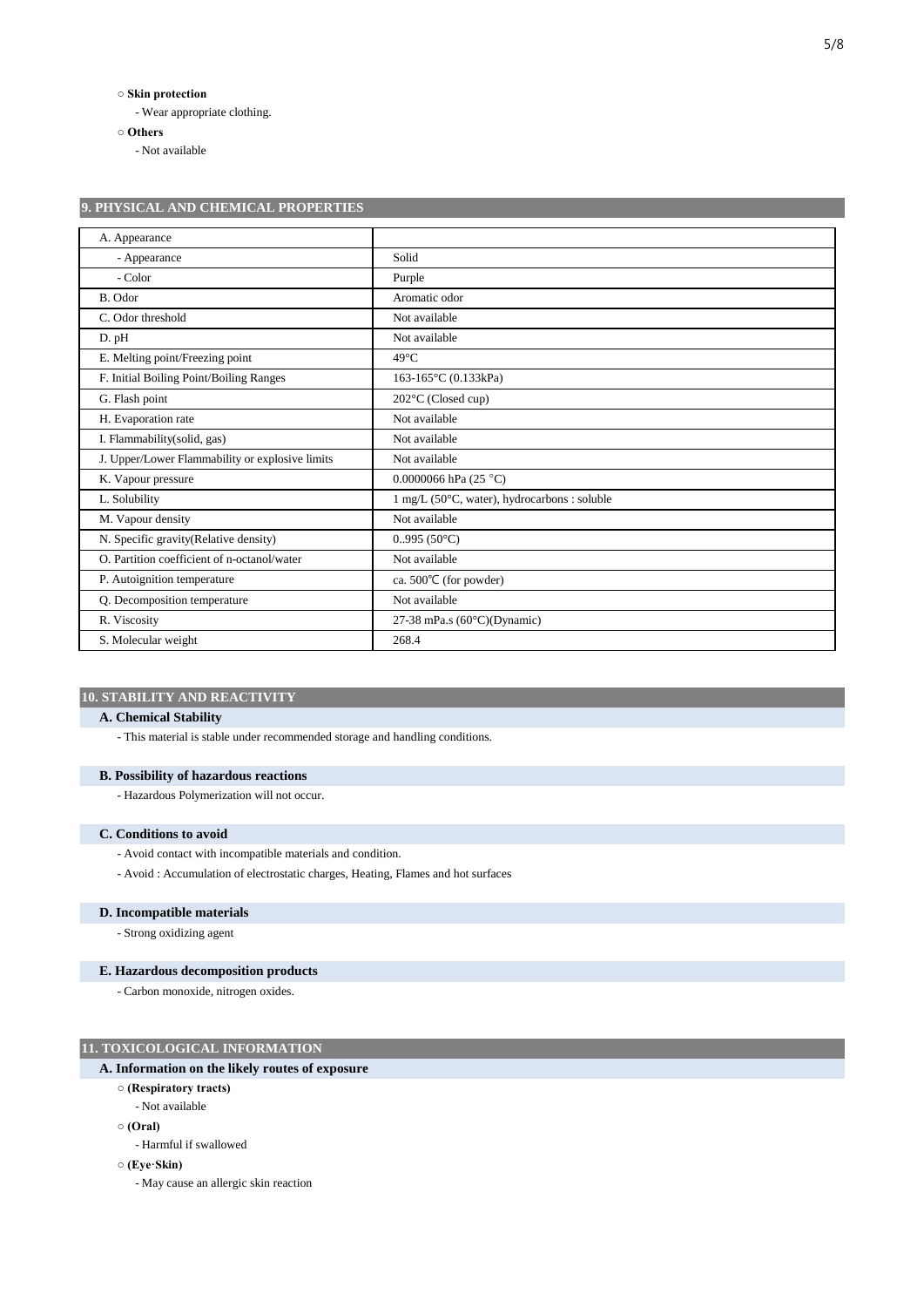○ **Skin protection**

- Wear appropriate clothing.

○ **Others**

- Not available

## 9. PHYSICAL AND CHEMICAL PROPERTIES

| A. Appearance | |
|---|---|
| - Appearance | Solid |
| - Color | Purple |
| B. Odor | Aromatic odor |
| C. Odor threshold | Not available |
| D. pH | Not available |
| E. Melting point/Freezing point | 49°C |
| F. Initial Boiling Point/Boiling Ranges | 163-165°C (0.133kPa) |
| G. Flash point | 202°C (Closed cup) |
| H. Evaporation rate | Not available |
| I. Flammability(solid, gas) | Not available |
| J. Upper/Lower Flammability or explosive limits | Not available |
| K. Vapour pressure | 0.0000066 hPa (25 °C) |
| L. Solubility | 1 mg/L (50°C, water), hydrocarbons : soluble |
| M. Vapour density | Not available |
| N. Specific gravity(Relative density) | 0..995 (50°C) |
| O. Partition coefficient of n-octanol/water | Not available |
| P. Autoignition temperature | ca. 500℃ (for powder) |
| Q. Decomposition temperature | Not available |
| R. Viscosity | 27-38 mPa.s (60°C)(Dynamic) |
| S. Molecular weight | 268.4 |

## 10. STABILITY AND REACTIVITY

### A. Chemical Stability

- This material is stable under recommended storage and handling conditions.

### B. Possibility of hazardous reactions

- Hazardous Polymerization will not occur.

### C. Conditions to avoid

- Avoid contact with incompatible materials and condition.
- Avoid : Accumulation of electrostatic charges, Heating, Flames and hot surfaces

### D. Incompatible materials

- Strong oxidizing agent

### E. Hazardous decomposition products

- Carbon monoxide, nitrogen oxides.

## 11. TOXICOLOGICAL INFORMATION

### A. Information on the likely routes of exposure

○ **(Respiratory tracts)**

- Not available

○ **(Oral)**

- Harmful if swallowed

○ **(Eye·Skin)**

- May cause an allergic skin reaction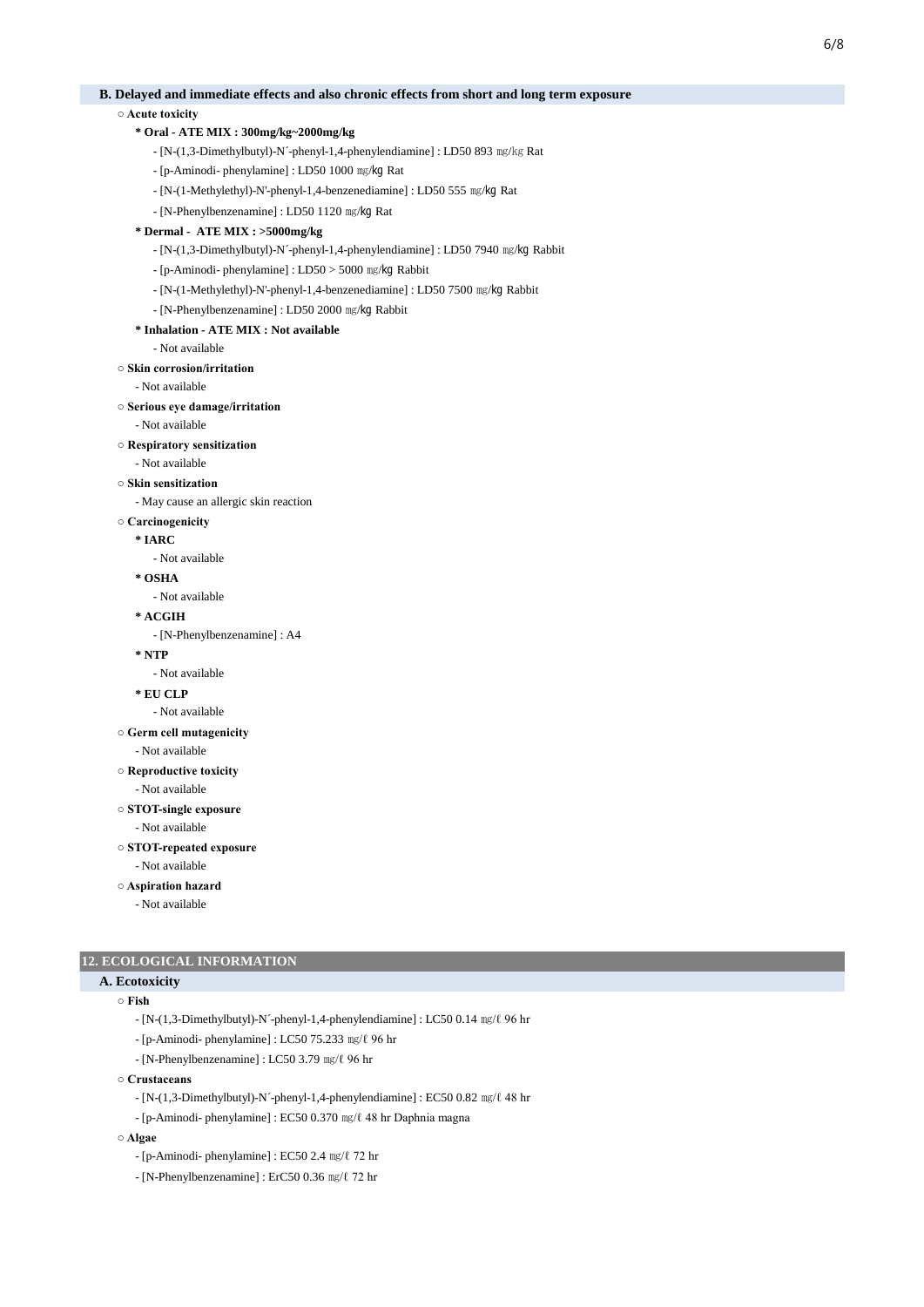### B. Delayed and immediate effects and also chronic effects from short and long term exposure

○ **Acute toxicity**

**\* Oral - ATE MIX : 300mg/kg~2000mg/kg**

- [N-(1,3-Dimethylbutyl)-N´-phenyl-1,4-phenylendiamine] : LD50 893 ㎎/㎏ Rat
- [p-Aminodi- phenylamine] : LD50 1000 ㎎/㎏ Rat
- [N-(1-Methylethyl)-N'-phenyl-1,4-benzenediamine] : LD50 555 ㎎/㎏ Rat
- [N-Phenylbenzenamine] : LD50 1120 ㎎/㎏ Rat

**\* Dermal - ATE MIX : >5000mg/kg**

- [N-(1,3-Dimethylbutyl)-N´-phenyl-1,4-phenylendiamine] : LD50 7940 ㎎/㎏ Rabbit
- [p-Aminodi- phenylamine] : LD50 > 5000 ㎎/㎏ Rabbit
- [N-(1-Methylethyl)-N'-phenyl-1,4-benzenediamine] : LD50 7500 ㎎/㎏ Rabbit
- [N-Phenylbenzenamine] : LD50 2000 ㎎/㎏ Rabbit

**\* Inhalation - ATE MIX : Not available**

- Not available

○ **Skin corrosion/irritation**

- Not available

○ **Serious eye damage/irritation**

- Not available

○ **Respiratory sensitization**

- Not available

○ **Skin sensitization**

- May cause an allergic skin reaction

○ **Carcinogenicity**

**\* IARC**

- Not available

**\* OSHA**

- Not available

**\* ACGIH**

- [N-Phenylbenzenamine] : A4

**\* NTP**

- Not available

**\* EU CLP**

- Not available

○ **Germ cell mutagenicity**

- Not available

○ **Reproductive toxicity**

- Not available

○ **STOT-single exposure**

- Not available

○ **STOT-repeated exposure**

- Not available

○ **Aspiration hazard**

- Not available

## 12. ECOLOGICAL INFORMATION

### A. Ecotoxicity

○ **Fish**

- [N-(1,3-Dimethylbutyl)-N´-phenyl-1,4-phenylendiamine] : LC50 0.14 ㎎/ℓ 96 hr
- [p-Aminodi- phenylamine] : LC50 75.233 ㎎/ℓ 96 hr
- [N-Phenylbenzenamine] : LC50 3.79 ㎎/ℓ 96 hr

○ **Crustaceans**

- [N-(1,3-Dimethylbutyl)-N´-phenyl-1,4-phenylendiamine] : EC50 0.82 ㎎/ℓ 48 hr
- [p-Aminodi- phenylamine] : EC50 0.370 ㎎/ℓ 48 hr Daphnia magna

○ **Algae**

- [p-Aminodi- phenylamine] : EC50 2.4 ㎎/ℓ 72 hr
- [N-Phenylbenzenamine] : ErC50 0.36 ㎎/ℓ 72 hr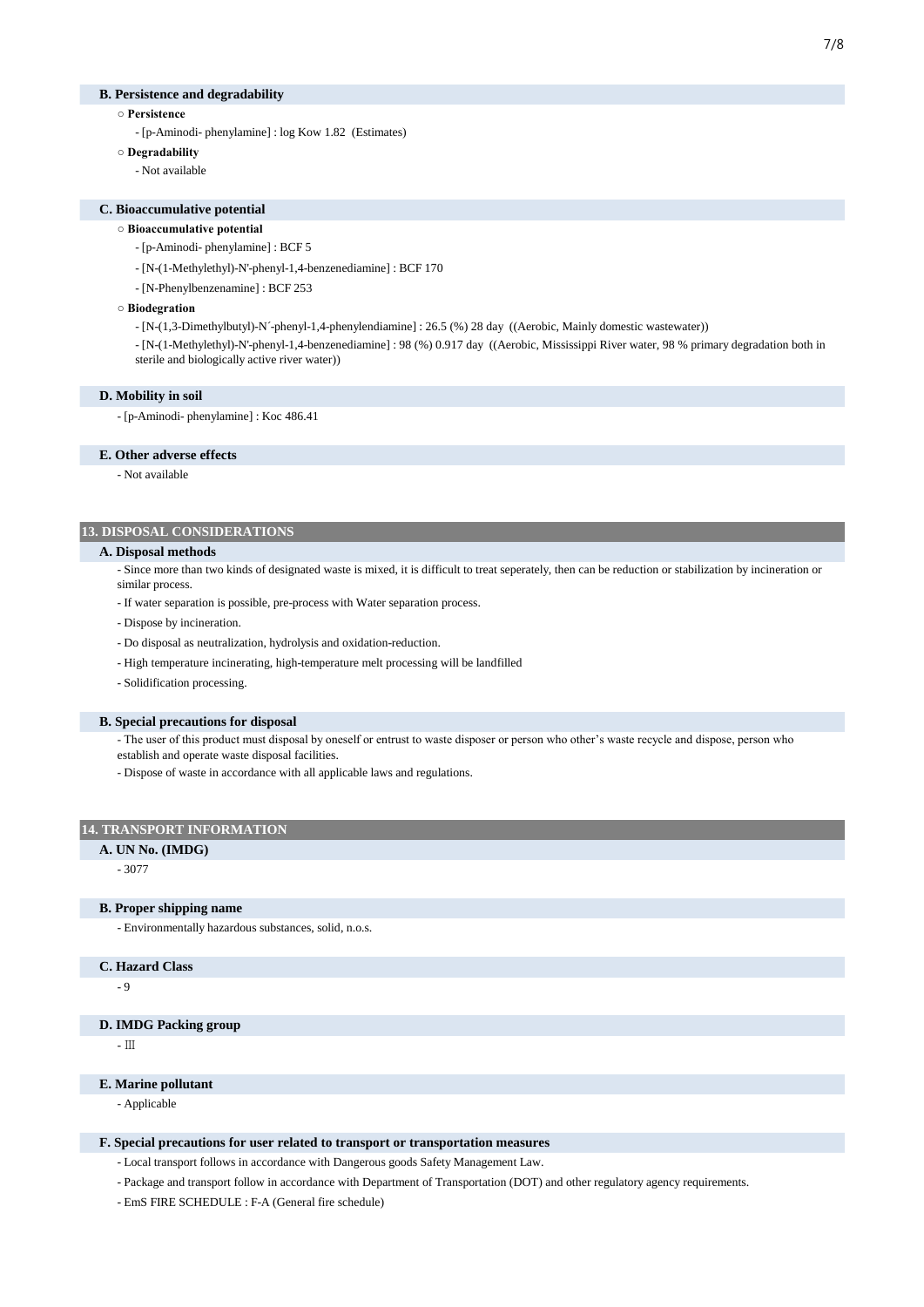### B. Persistence and degradability

○ **Persistence**

- [p-Aminodi- phenylamine] : log Kow 1.82 (Estimates)

○ **Degradability**

- Not available

### C. Bioaccumulative potential

○ **Bioaccumulative potential**

- [p-Aminodi- phenylamine] : BCF 5
- [N-(1-Methylethyl)-N'-phenyl-1,4-benzenediamine] : BCF 170
- [N-Phenylbenzenamine] : BCF 253

○ **Biodegration**

- [N-(1,3-Dimethylbutyl)-N´-phenyl-1,4-phenylendiamine] : 26.5 (%) 28 day ((Aerobic, Mainly domestic wastewater))
- [N-(1-Methylethyl)-N'-phenyl-1,4-benzenediamine] : 98 (%) 0.917 day ((Aerobic, Mississippi River water, 98 % primary degradation both in sterile and biologically active river water))

### D. Mobility in soil

- [p-Aminodi- phenylamine] : Koc 486.41

### E. Other adverse effects

- Not available

## 13. DISPOSAL CONSIDERATIONS

### A. Disposal methods

- Since more than two kinds of designated waste is mixed, it is difficult to treat seperately, then can be reduction or stabilization by incineration or similar process.
- If water separation is possible, pre-process with Water separation process.
- Dispose by incineration.
- Do disposal as neutralization, hydrolysis and oxidation-reduction.
- High temperature incinerating, high-temperature melt processing will be landfilled
- Solidification processing.

### B. Special precautions for disposal

- The user of this product must disposal by oneself or entrust to waste disposer or person who other's waste recycle and dispose, person who establish and operate waste disposal facilities.
- Dispose of waste in accordance with all applicable laws and regulations.

## 14. TRANSPORT INFORMATION

### A. UN No. (IMDG)

- 3077

### B. Proper shipping name

- Environmentally hazardous substances, solid, n.o.s.

### C. Hazard Class

- 9

### D. IMDG Packing group

- Ⅲ

### E. Marine pollutant

- Applicable

### F. Special precautions for user related to transport or transportation measures

- Local transport follows in accordance with Dangerous goods Safety Management Law.
- Package and transport follow in accordance with Department of Transportation (DOT) and other regulatory agency requirements.
- EmS FIRE SCHEDULE : F-A (General fire schedule)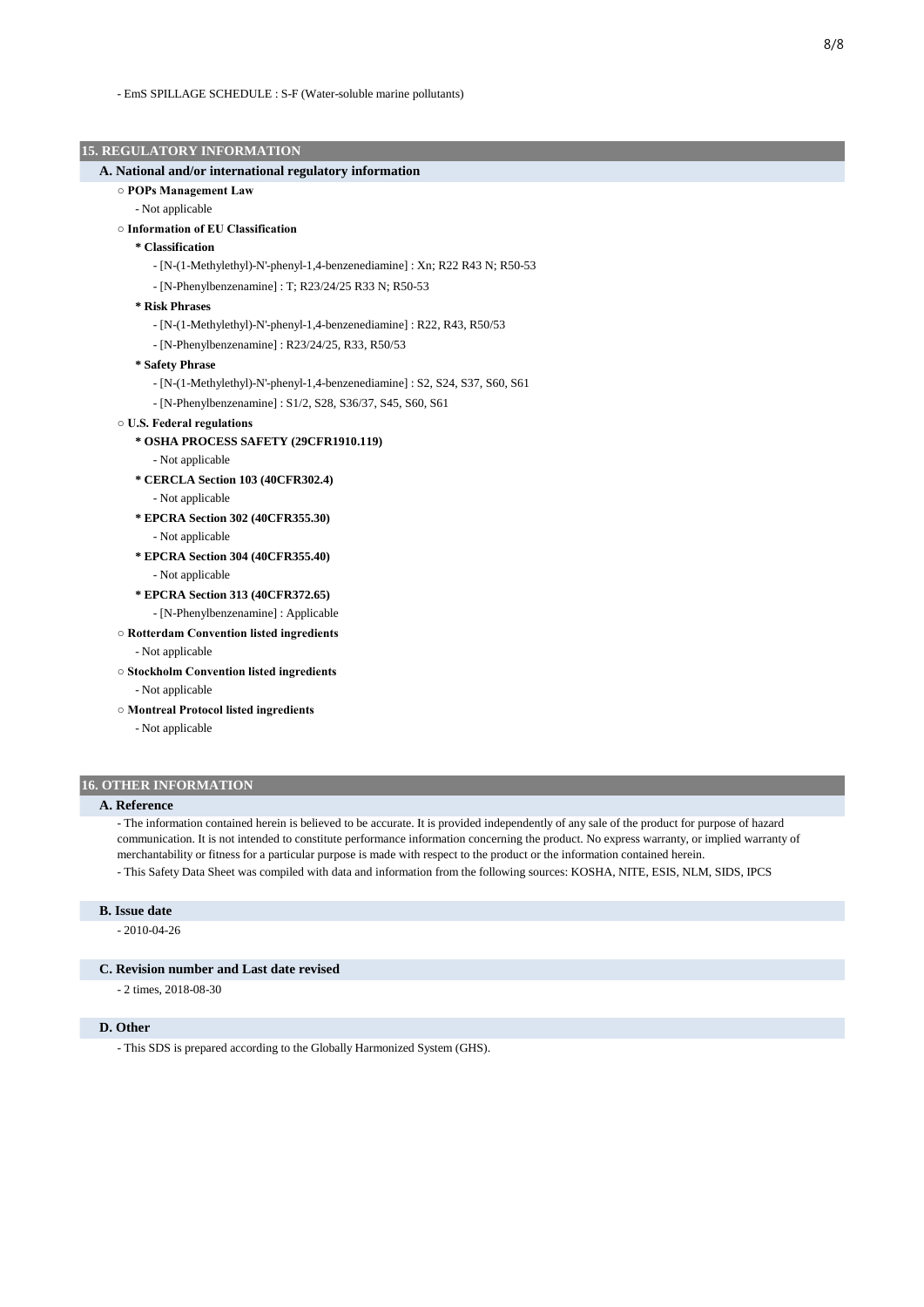- EmS SPILLAGE SCHEDULE : S-F (Water-soluble marine pollutants)

## 15. REGULATORY INFORMATION

### A. National and/or international regulatory information

○ **POPs Management Law**

- Not applicable

○ **Information of EU Classification**

**\* Classification**

- [N-(1-Methylethyl)-N'-phenyl-1,4-benzenediamine] : Xn; R22 R43 N; R50-53
- [N-Phenylbenzenamine] : T; R23/24/25 R33 N; R50-53

**\* Risk Phrases**

- [N-(1-Methylethyl)-N'-phenyl-1,4-benzenediamine] : R22, R43, R50/53
- [N-Phenylbenzenamine] : R23/24/25, R33, R50/53

**\* Safety Phrase**

- [N-(1-Methylethyl)-N'-phenyl-1,4-benzenediamine] : S2, S24, S37, S60, S61
- [N-Phenylbenzenamine] : S1/2, S28, S36/37, S45, S60, S61

○ **U.S. Federal regulations**

**\* OSHA PROCESS SAFETY (29CFR1910.119)**

- Not applicable

**\* CERCLA Section 103 (40CFR302.4)**

- Not applicable

**\* EPCRA Section 302 (40CFR355.30)**

- Not applicable

**\* EPCRA Section 304 (40CFR355.40)**

- Not applicable

**\* EPCRA Section 313 (40CFR372.65)**

- [N-Phenylbenzenamine] : Applicable

○ **Rotterdam Convention listed ingredients**

- Not applicable

○ **Stockholm Convention listed ingredients**

- Not applicable

○ **Montreal Protocol listed ingredients**

- Not applicable

## 16. OTHER INFORMATION

### A. Reference

- The information contained herein is believed to be accurate. It is provided independently of any sale of the product for purpose of hazard communication. It is not intended to constitute performance information concerning the product. No express warranty, or implied warranty of merchantability or fitness for a particular purpose is made with respect to the product or the information contained herein.
- This Safety Data Sheet was compiled with data and information from the following sources: KOSHA, NITE, ESIS, NLM, SIDS, IPCS

### B. Issue date

- 2010-04-26

### C. Revision number and Last date revised

- 2 times, 2018-08-30

### D. Other

- This SDS is prepared according to the Globally Harmonized System (GHS).